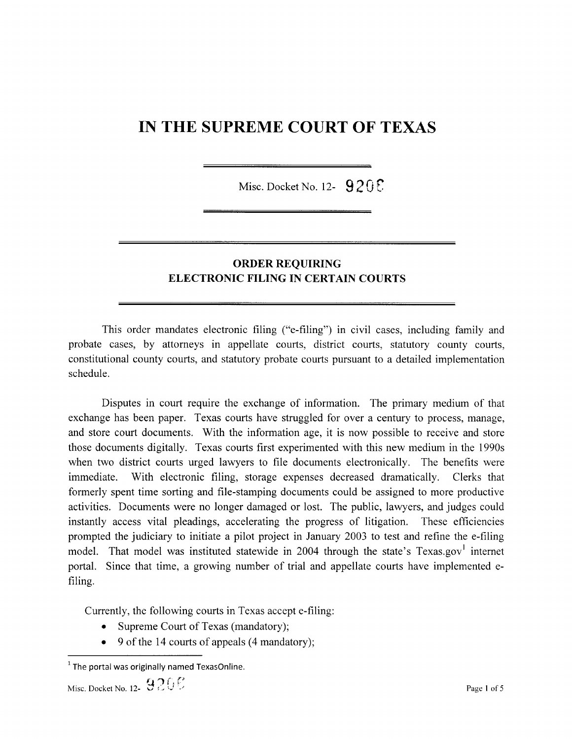# IN THE SUPREME COURT OF TEXAS

Misc. Docket No. 12- 9208

## ORDER REQUIRING ELECTRONIC FILING IN CERTAIN COURTS

This order mandates electronic filing ("e-filing") in civil cases, including family and probate cases, by attorneys in appellate courts, district courts, statutory county courts, constitutional county courts, and statutory probate courts pursuant to a detailed implementation schedule.

Disputes in court require the exchange of information. The primary medium of that exchange has been paper. Texas courts have struggled for over a century to process, manage, and store court documents. With the information age, it is now possible to receive and store those documents digitally. Texas courts first experimented with this new medium in the 1990s when two district courts urged lawyers to file documents electronically. The benefits were immediate. With electronic filing, storage expenses decreased dramatically. Clerks that formerly spent time sorting and file-stamping documents could be assigned to more productive activities. Documents were no longer damaged or lost. The public, lawyers, and judges could instantly access vital pleadings, accelerating the progress of litigation. These efficiencies prompted the judiciary to initiate a pilot project in January 2003 to test and refine the e-filing model. That model was instituted statewide in 2004 through the state's Texas.gov[1] internet portal. Since that time, a growing number of trial and appellate courts have implemented e-filing.

Currently, the following courts in Texas accept e-filing:

- Supreme Court of Texas (mandatory);
- 9 of the 14 courts of appeals (4 mandatory);

[1] The portal was originally named TexasOnline.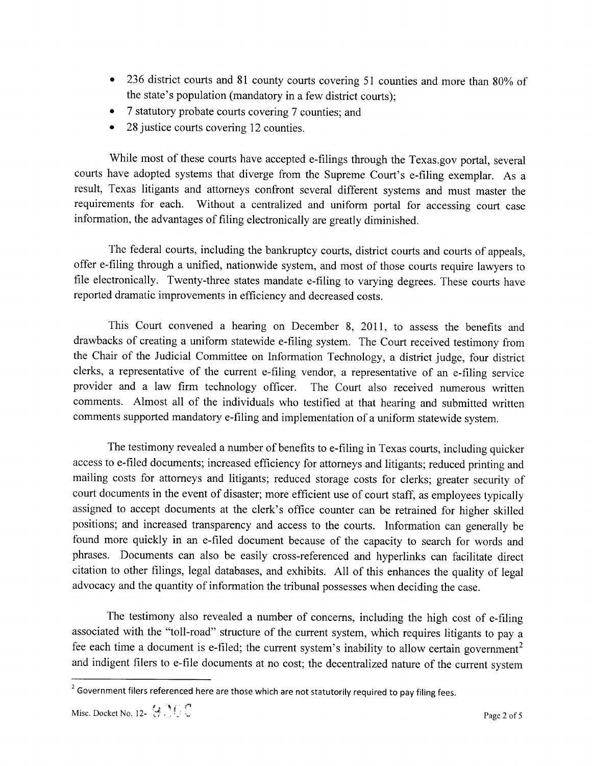- 236 district courts and 81 county courts covering 51 counties and more than 80% of the state's population (mandatory in a few district courts);
- 7 statutory probate courts covering 7 counties; and
- 28 justice courts covering 12 counties.

While most of these courts have accepted e-filings through the Texas.gov portal, several courts have adopted systems that diverge from the Supreme Court's e-filing exemplar. As a result, Texas litigants and attorneys confront several different systems and must master the requirements for each. Without a centralized and uniform portal for accessing court case information, the advantages of filing electronically are greatly diminished.

The federal courts, including the bankruptcy courts, district courts and courts of appeals, offer e-filing through a unified, nationwide system, and most of those courts require lawyers to file electronically. Twenty-three states mandate e-filing to varying degrees. These courts have reported dramatic improvements in efficiency and decreased costs.

This Court convened a hearing on December 8, 2011, to assess the benefits and drawbacks of creating a uniform statewide e-filing system. The Court received testimony from the Chair of the Judicial Committee on Information Technology, a district judge, four district clerks, a representative of the current e-filing vendor, a representative of an e-filing service provider and a law firm technology officer. The Court also received numerous written comments. Almost all of the individuals who testified at that hearing and submitted written comments supported mandatory e-filing and implementation of a uniform statewide system.

The testimony revealed a number of benefits to e-filing in Texas courts, including quicker access to e-filed documents; increased efficiency for attorneys and litigants; reduced printing and mailing costs for attorneys and litigants; reduced storage costs for clerks; greater security of court documents in the event of disaster; more efficient use of court staff, as employees typically assigned to accept documents at the clerk's office counter can be retrained for higher skilled positions; and increased transparency and access to the courts. Information can generally be found more quickly in an e-filed document because of the capacity to search for words and phrases. Documents can also be easily cross-referenced and hyperlinks can facilitate direct citation to other filings, legal databases, and exhibits. All of this enhances the quality of legal advocacy and the quantity of information the tribunal possesses when deciding the case.

The testimony also revealed a number of concerns, including the high cost of e-filing associated with the "toll-road" structure of the current system, which requires litigants to pay a fee each time a document is e-filed; the current system's inability to allow certain government[2] and indigent filers to e-file documents at no cost; the decentralized nature of the current system

[2] Government filers referenced here are those which are not statutorily required to pay filing fees.

Misc. Docket No. 12- 9206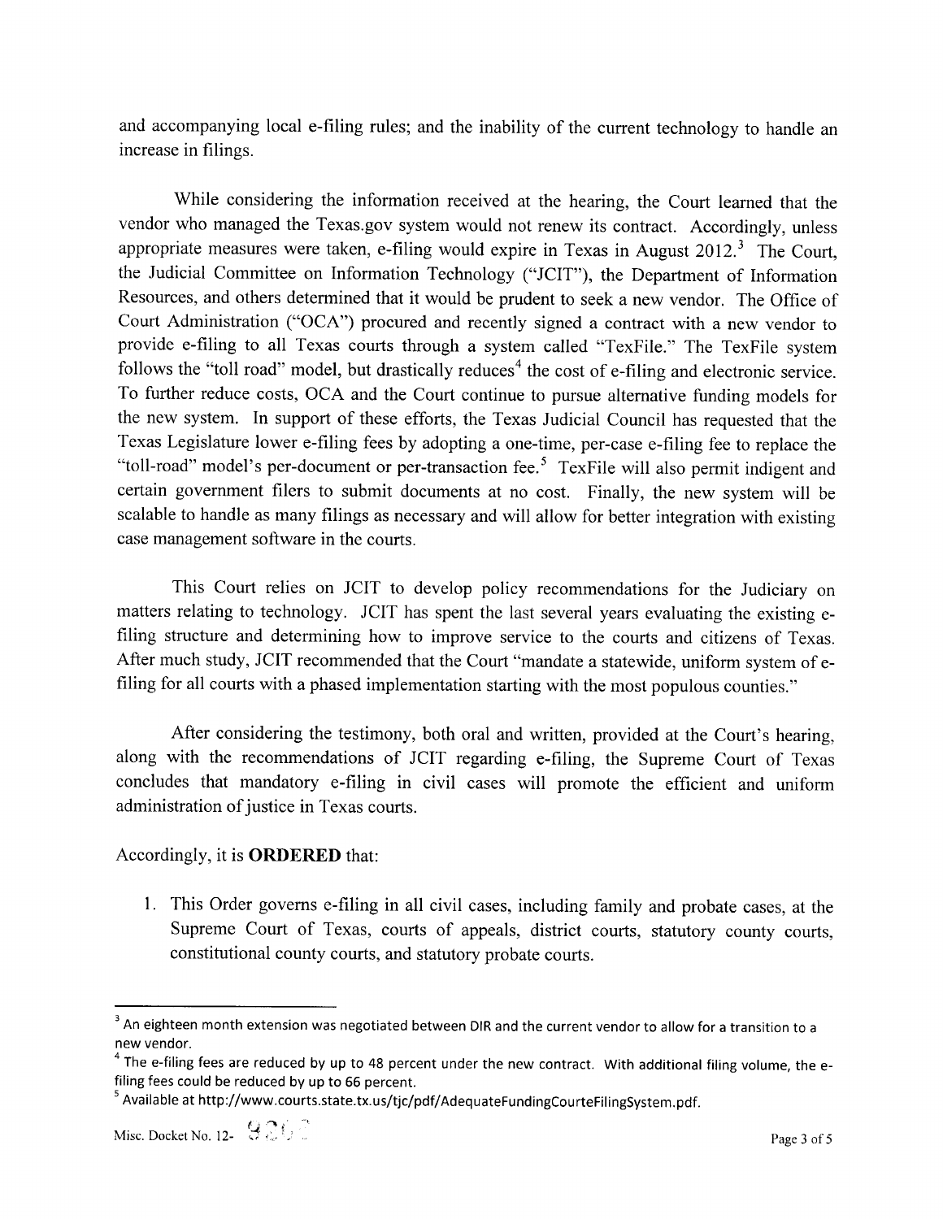and accompanying local e-filing rules; and the inability of the current technology to handle an increase in filings.

While considering the information received at the hearing, the Court learned that the vendor who managed the Texas.gov system would not renew its contract. Accordingly, unless appropriate measures were taken, e-filing would expire in Texas in August 2012.[3] The Court, the Judicial Committee on Information Technology ("JCIT"), the Department of Information Resources, and others determined that it would be prudent to seek a new vendor. The Office of Court Administration ("OCA") procured and recently signed a contract with a new vendor to provide e-filing to all Texas courts through a system called "TexFile." The TexFile system follows the "toll road" model, but drastically reduces[4] the cost of e-filing and electronic service. To further reduce costs, OCA and the Court continue to pursue alternative funding models for the new system. In support of these efforts, the Texas Judicial Council has requested that the Texas Legislature lower e-filing fees by adopting a one-time, per-case e-filing fee to replace the "toll-road" model's per-document or per-transaction fee.[5] TexFile will also permit indigent and certain government filers to submit documents at no cost. Finally, the new system will be scalable to handle as many filings as necessary and will allow for better integration with existing case management software in the courts.

This Court relies on JCIT to develop policy recommendations for the Judiciary on matters relating to technology. JCIT has spent the last several years evaluating the existing e-filing structure and determining how to improve service to the courts and citizens of Texas. After much study, JCIT recommended that the Court "mandate a statewide, uniform system of e-filing for all courts with a phased implementation starting with the most populous counties."

After considering the testimony, both oral and written, provided at the Court's hearing, along with the recommendations of JCIT regarding e-filing, the Supreme Court of Texas concludes that mandatory e-filing in civil cases will promote the efficient and uniform administration of justice in Texas courts.

Accordingly, it is **ORDERED** that:

1. This Order governs e-filing in all civil cases, including family and probate cases, at the Supreme Court of Texas, courts of appeals, district courts, statutory county courts, constitutional county courts, and statutory probate courts.

---

[3] An eighteen month extension was negotiated between DIR and the current vendor to allow for a transition to a new vendor.

[4] The e-filing fees are reduced by up to 48 percent under the new contract. With additional filing volume, the e-filing fees could be reduced by up to 66 percent.

[5] Available at http://www.courts.state.tx.us/tjc/pdf/AdequateFundingCourteFilingSystem.pdf.

Misc. Docket No. 12- 9206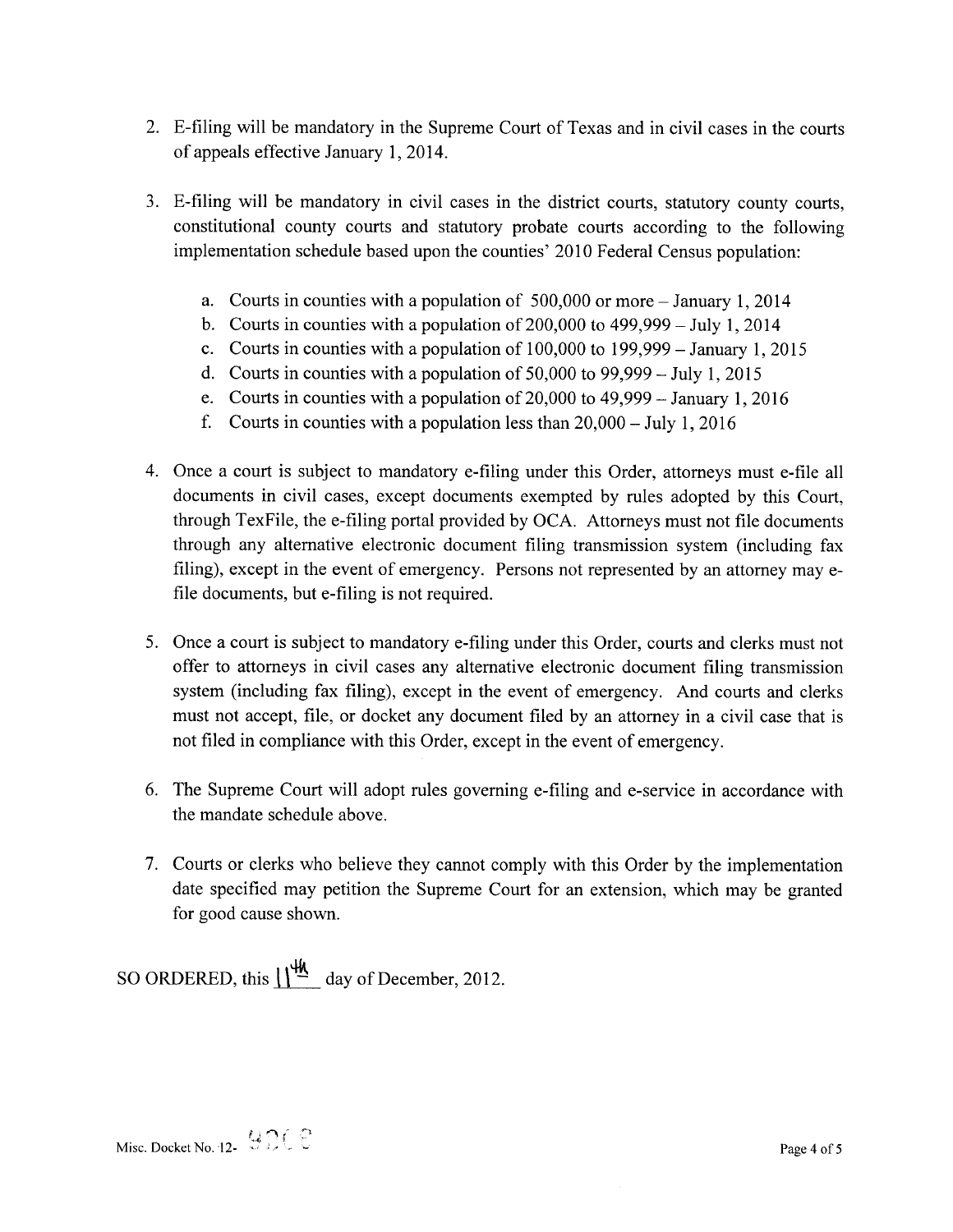2. E-filing will be mandatory in the Supreme Court of Texas and in civil cases in the courts of appeals effective January 1, 2014.

3. E-filing will be mandatory in civil cases in the district courts, statutory county courts, constitutional county courts and statutory probate courts according to the following implementation schedule based upon the counties' 2010 Federal Census population:

   a. Courts in counties with a population of 500,000 or more – January 1, 2014
   b. Courts in counties with a population of 200,000 to 499,999 – July 1, 2014
   c. Courts in counties with a population of 100,000 to 199,999 – January 1, 2015
   d. Courts in counties with a population of 50,000 to 99,999 – July 1, 2015
   e. Courts in counties with a population of 20,000 to 49,999 – January 1, 2016
   f. Courts in counties with a population less than 20,000 – July 1, 2016

4. Once a court is subject to mandatory e-filing under this Order, attorneys must e-file all documents in civil cases, except documents exempted by rules adopted by this Court, through TexFile, the e-filing portal provided by OCA. Attorneys must not file documents through any alternative electronic document filing transmission system (including fax filing), except in the event of emergency. Persons not represented by an attorney may e-file documents, but e-filing is not required.

5. Once a court is subject to mandatory e-filing under this Order, courts and clerks must not offer to attorneys in civil cases any alternative electronic document filing transmission system (including fax filing), except in the event of emergency. And courts and clerks must not accept, file, or docket any document filed by an attorney in a civil case that is not filed in compliance with this Order, except in the event of emergency.

6. The Supreme Court will adopt rules governing e-filing and e-service in accordance with the mandate schedule above.

7. Courts or clerks who believe they cannot comply with this Order by the implementation date specified may petition the Supreme Court for an extension, which may be granted for good cause shown.

SO ORDERED, this 11th day of December, 2012.

Misc. Docket No. 12-9206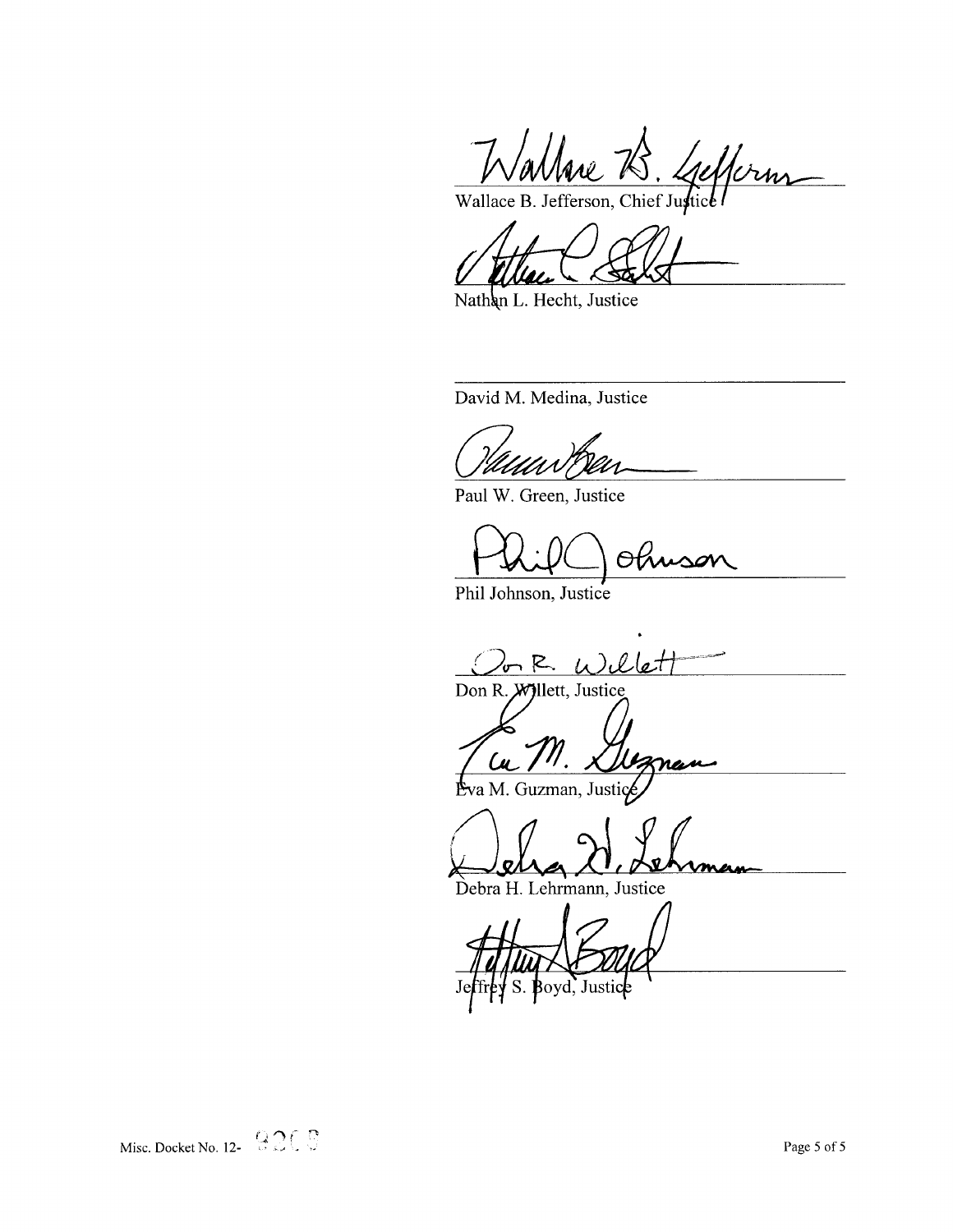\_\_\_\_\_\_\_\_\_\_\_\_\_\_\_\_\_\_\_\_\_\_\_\_\_\_\_\_\_\_\_\_\_\_\_\_\_\_\_\_
Wallace B. Jefferson, Chief Justice

\_\_\_\_\_\_\_\_\_\_\_\_\_\_\_\_\_\_\_\_\_\_\_\_\_\_\_\_\_\_\_\_\_\_\_\_\_\_\_\_
Nathan L. Hecht, Justice

\_\_\_\_\_\_\_\_\_\_\_\_\_\_\_\_\_\_\_\_\_\_\_\_\_\_\_\_\_\_\_\_\_\_\_\_\_\_\_\_
David M. Medina, Justice

\_\_\_\_\_\_\_\_\_\_\_\_\_\_\_\_\_\_\_\_\_\_\_\_\_\_\_\_\_\_\_\_\_\_\_\_\_\_\_\_
Paul W. Green, Justice

\_\_\_\_\_\_\_\_\_\_\_\_\_\_\_\_\_\_\_\_\_\_\_\_\_\_\_\_\_\_\_\_\_\_\_\_\_\_\_\_
Phil Johnson, Justice

\_\_\_\_\_\_\_\_\_\_\_\_\_\_\_\_\_\_\_\_\_\_\_\_\_\_\_\_\_\_\_\_\_\_\_\_\_\_\_\_
Don R. Willett, Justice

\_\_\_\_\_\_\_\_\_\_\_\_\_\_\_\_\_\_\_\_\_\_\_\_\_\_\_\_\_\_\_\_\_\_\_\_\_\_\_\_
Eva M. Guzman, Justice

\_\_\_\_\_\_\_\_\_\_\_\_\_\_\_\_\_\_\_\_\_\_\_\_\_\_\_\_\_\_\_\_\_\_\_\_\_\_\_\_
Debra H. Lehrmann, Justice

\_\_\_\_\_\_\_\_\_\_\_\_\_\_\_\_\_\_\_\_\_\_\_\_\_\_\_\_\_\_\_\_\_\_\_\_\_\_\_\_
Jeffrey S. Boyd, Justice